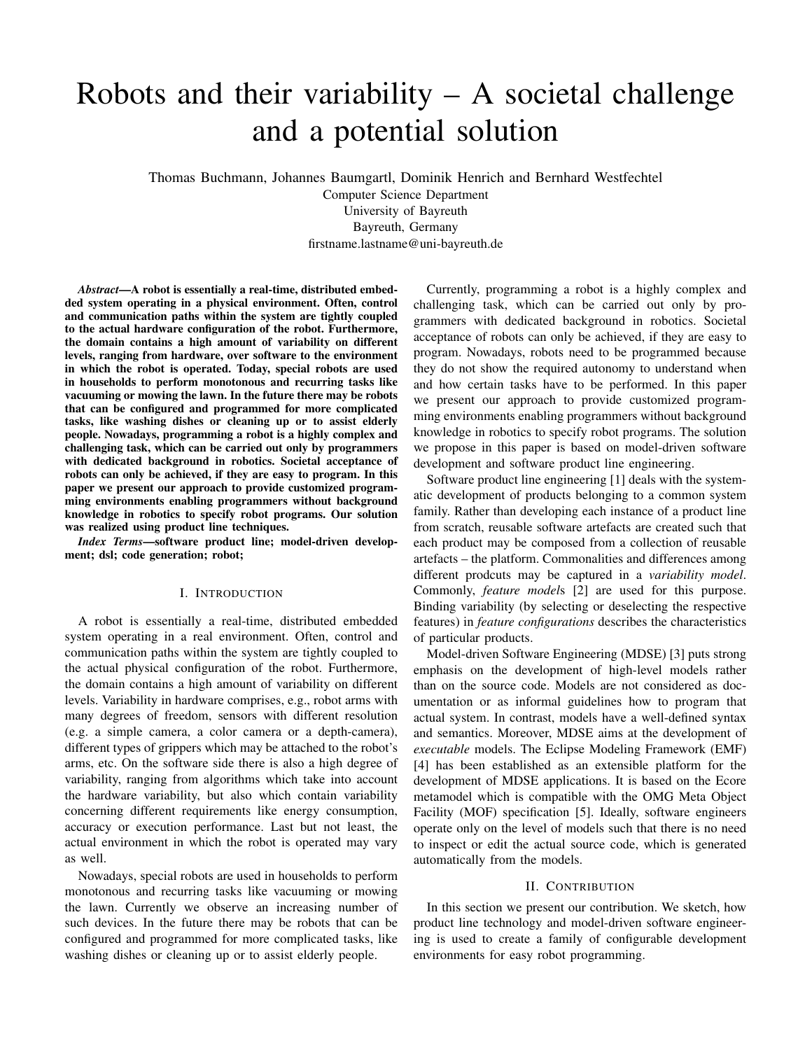# Robots and their variability – A societal challenge and a potential solution

Thomas Buchmann, Johannes Baumgartl, Dominik Henrich and Bernhard Westfechtel
Computer Science Department
University of Bayreuth
Bayreuth, Germany
firstname.lastname@uni-bayreuth.de

***Abstract*—A robot is essentially a real-time, distributed embedded system operating in a physical environment. Often, control and communication paths within the system are tightly coupled to the actual hardware configuration of the robot. Furthermore, the domain contains a high amount of variability on different levels, ranging from hardware, over software to the environment in which the robot is operated. Today, special robots are used in households to perform monotonous and recurring tasks like vacuuming or mowing the lawn. In the future there may be robots that can be configured and programmed for more complicated tasks, like washing dishes or cleaning up or to assist elderly people. Nowadays, programming a robot is a highly complex and challenging task, which can be carried out only by programmers with dedicated background in robotics. Societal acceptance of robots can only be achieved, if they are easy to program. In this paper we present our approach to provide customized programming environments enabling programmers without background knowledge in robotics to specify robot programs. Our solution was realized using product line techniques.**

***Index Terms*—software product line; model-driven development; dsl; code generation; robot;**

## I. Introduction

A robot is essentially a real-time, distributed embedded system operating in a real environment. Often, control and communication paths within the system are tightly coupled to the actual physical configuration of the robot. Furthermore, the domain contains a high amount of variability on different levels. Variability in hardware comprises, e.g., robot arms with many degrees of freedom, sensors with different resolution (e.g. a simple camera, a color camera or a depth-camera), different types of grippers which may be attached to the robot's arms, etc. On the software side there is also a high degree of variability, ranging from algorithms which take into account the hardware variability, but also which contain variability concerning different requirements like energy consumption, accuracy or execution performance. Last but not least, the actual environment in which the robot is operated may vary as well.

Nowadays, special robots are used in households to perform monotonous and recurring tasks like vacuuming or mowing the lawn. Currently we observe an increasing number of such devices. In the future there may be robots that can be configured and programmed for more complicated tasks, like washing dishes or cleaning up or to assist elderly people.

Currently, programming a robot is a highly complex and challenging task, which can be carried out only by programmers with dedicated background in robotics. Societal acceptance of robots can only be achieved, if they are easy to program. Nowadays, robots need to be programmed because they do not show the required autonomy to understand when and how certain tasks have to be performed. In this paper we present our approach to provide customized programming environments enabling programmers without background knowledge in robotics to specify robot programs. The solution we propose in this paper is based on model-driven software development and software product line engineering.

Software product line engineering [1] deals with the systematic development of products belonging to a common system family. Rather than developing each instance of a product line from scratch, reusable software artefacts are created such that each product may be composed from a collection of reusable artefacts – the platform. Commonalities and differences among different prodcuts may be captured in a *variability model*. Commonly, *feature model*s [2] are used for this purpose. Binding variability (by selecting or deselecting the respective features) in *feature configurations* describes the characteristics of particular products.

Model-driven Software Engineering (MDSE) [3] puts strong emphasis on the development of high-level models rather than on the source code. Models are not considered as documentation or as informal guidelines how to program that actual system. In contrast, models have a well-defined syntax and semantics. Moreover, MDSE aims at the development of *executable* models. The Eclipse Modeling Framework (EMF) [4] has been established as an extensible platform for the development of MDSE applications. It is based on the Ecore metamodel which is compatible with the OMG Meta Object Facility (MOF) specification [5]. Ideally, software engineers operate only on the level of models such that there is no need to inspect or edit the actual source code, which is generated automatically from the models.

## II. Contribution

In this section we present our contribution. We sketch, how product line technology and model-driven software engineering is used to create a family of configurable development environments for easy robot programming.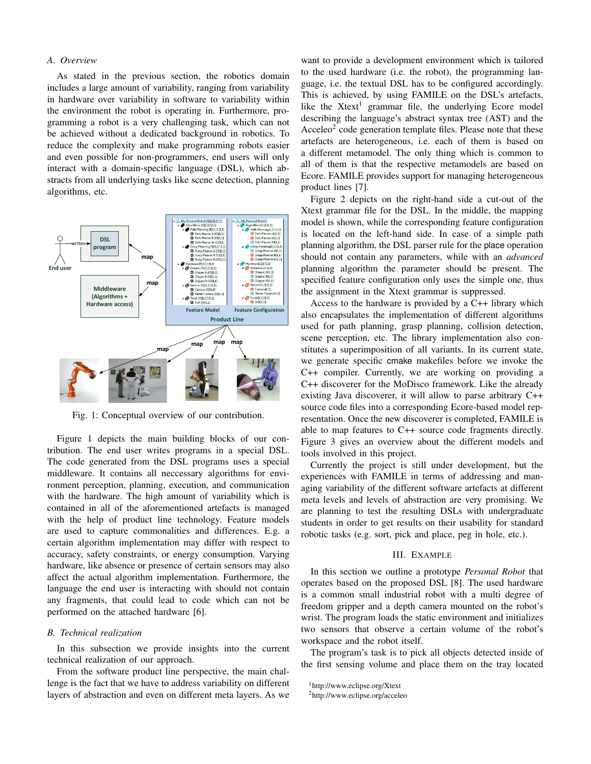### A. Overview

As stated in the previous section, the robotics domain includes a large amount of variability, ranging from variability in hardware over variability in software to variability within the environment the robot is operating in. Furthermore, programming a robot is a very challenging task, which can not be achieved without a dedicated background in robotics. To reduce the complexity and make programming robots easier and even possible for non-programmers, end users will only interact with a domain-specific language (DSL), which abstracts from all underlying tasks like scene detection, planning algorithms, etc.

Fig. 1: Conceptual overview of our contribution.

Figure 1 depicts the main building blocks of our contribution. The end user writes programs in a special DSL. The code generated from the DSL programs uses a special middleware. It contains all neccessary algorithms for environment perception, planning, execution, and communication with the hardware. The high amount of variability which is contained in all of the aforementioned artefacts is managed with the help of product line technology. Feature models are used to capture commonalities and differences. E.g. a certain algorithm implementation may differ with respect to accuracy, safety constraints, or energy consumption. Varying hardware, like absence or presence of certain sensors may also affect the actual algorithm implementation. Furthermore, the language the end user is interacting with should not contain any fragments, that could lead to code which can not be performed on the attached hardware [6].

### B. Technical realization

In this subsection we provide insights into the current technical realization of our approach.

From the software product line perspective, the main challenge is the fact that we have to address variability on different layers of abstraction and even on different meta layers. As we want to provide a development environment which is tailored to the used hardware (i.e. the robot), the programming language, i.e. the textual DSL has to be configured accordingly. This is achieved, by using FAMILE on the DSL's artefacts, like the Xtext[1] grammar file, the underlying Ecore model describing the language's abstract syntax tree (AST) and the Acceleo[2] code generation template files. Please note that these artefacts are heterogeneous, i.e. each of them is based on a different metamodel. The only thing which is common to all of them is that the respective metamodels are based on Ecore. FAMILE provides support for managing heterogeneous product lines [7].

Figure 2 depicts on the right-hand side a cut-out of the Xtext grammar file for the DSL. In the middle, the mapping model is shown, while the corresponding feature configuration is located on the left-hand side. In case of a simple path planning algorithm, the DSL parser rule for the place operation should not contain any parameters, while with an *advanced* planning algorithm the parameter should be present. The specified feature configuration only uses the simple one, thus the assignment in the Xtext grammar is suppressed.

Access to the hardware is provided by a C++ library which also encapsulates the implementation of different algorithms used for path planning, grasp planning, collision detection, scene perception, etc. The library implementation also constitutes a superimposition of all variants. In its current state, we generate specific cmake makefiles before we invoke the C++ compiler. Currently, we are working on providing a C++ discoverer for the MoDisco framework. Like the already existing Java discoverer, it will allow to parse arbitrary C++ source code files into a corresponding Ecore-based model representation. Once the new discoverer is completed, FAMILE is able to map features to C++ source code fragments directly. Figure 3 gives an overview about the different models and tools involved in this project.

Currently the project is still under development, but the experiences with FAMILE in terms of addressing and managing variability of the different software artefacts at different meta levels and levels of abstraction are very promising. We are planning to test the resulting DSLs with undergraduate students in order to get results on their usability for standard robotic tasks (e.g. sort, pick and place, peg in hole, etc.).

## III. Example

In this section we outline a prototype *Personal Robot* that operates based on the proposed DSL [8]. The used hardware is a common small industrial robot with a multi degree of freedom gripper and a depth camera mounted on the robot's wrist. The program loads the static environment and initializes two sensors that observe a certain volume of the robot's workspace and the robot itself.

The program's task is to pick all objects detected inside of the first sensing volume and place them on the tray located

[1] http://www.eclipse.org/Xtext

[2] http://www.eclipse.org/acceleo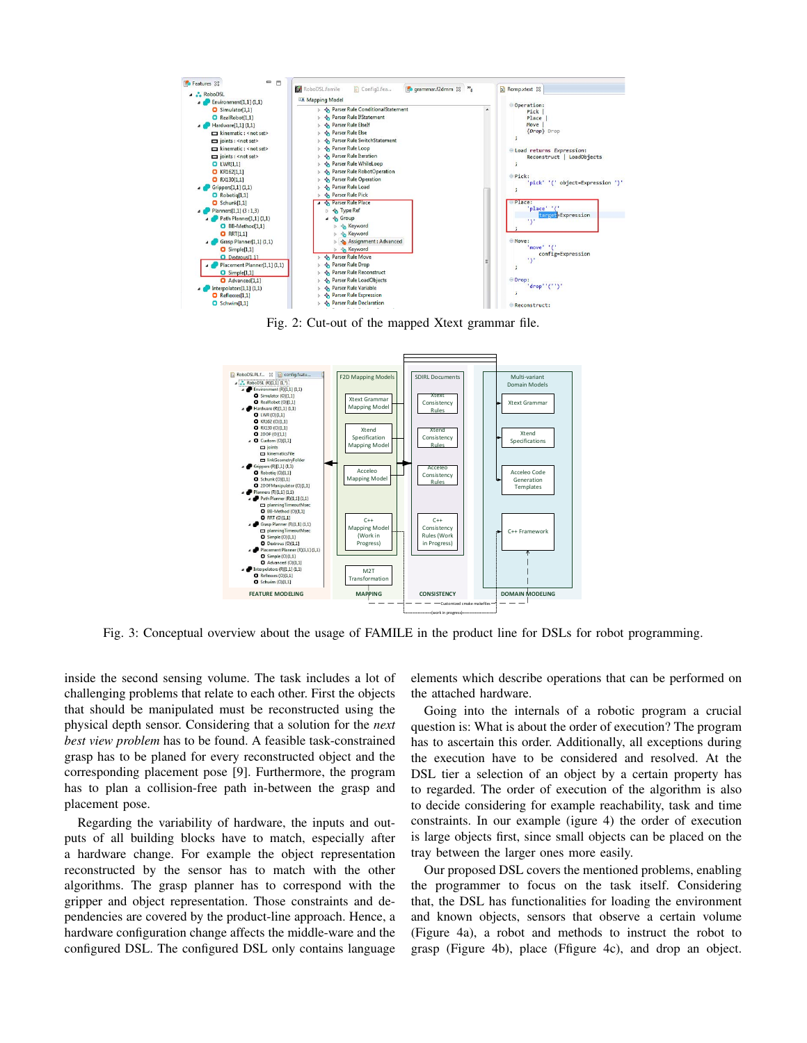Fig. 2: Cut-out of the mapped Xtext grammar file.

Fig. 3: Conceptual overview about the usage of FAMILE in the product line for DSLs for robot programming.

inside the second sensing volume. The task includes a lot of challenging problems that relate to each other. First the objects that should be manipulated must be reconstructed using the physical depth sensor. Considering that a solution for the *next best view problem* has to be found. A feasible task-constrained grasp has to be planed for every reconstructed object and the corresponding placement pose [9]. Furthermore, the program has to plan a collision-free path in-between the grasp and placement pose.

Regarding the variability of hardware, the inputs and outputs of all building blocks have to match, especially after a hardware change. For example the object representation reconstructed by the sensor has to match with the other algorithms. The grasp planner has to correspond with the gripper and object representation. Those constraints and dependencies are covered by the product-line approach. Hence, a hardware configuration change affects the middle-ware and the configured DSL. The configured DSL only contains language elements which describe operations that can be performed on the attached hardware.

Going into the internals of a robotic program a crucial question is: What is about the order of execution? The program has to ascertain this order. Additionally, all exceptions during the execution have to be considered and resolved. At the DSL tier a selection of an object by a certain property has to regarded. The order of execution of the algorithm is also to decide considering for example reachability, task and time constraints. In our example (figure 4) the order of execution is large objects first, since small objects can be placed on the tray between the larger ones more easily.

Our proposed DSL covers the mentioned problems, enabling the programmer to focus on the task itself. Considering that, the DSL has functionalities for loading the environment and known objects, sensors that observe a certain volume (Figure 4a), a robot and methods to instruct the robot to grasp (Figure 4b), place (Ffigure 4c), and drop an object.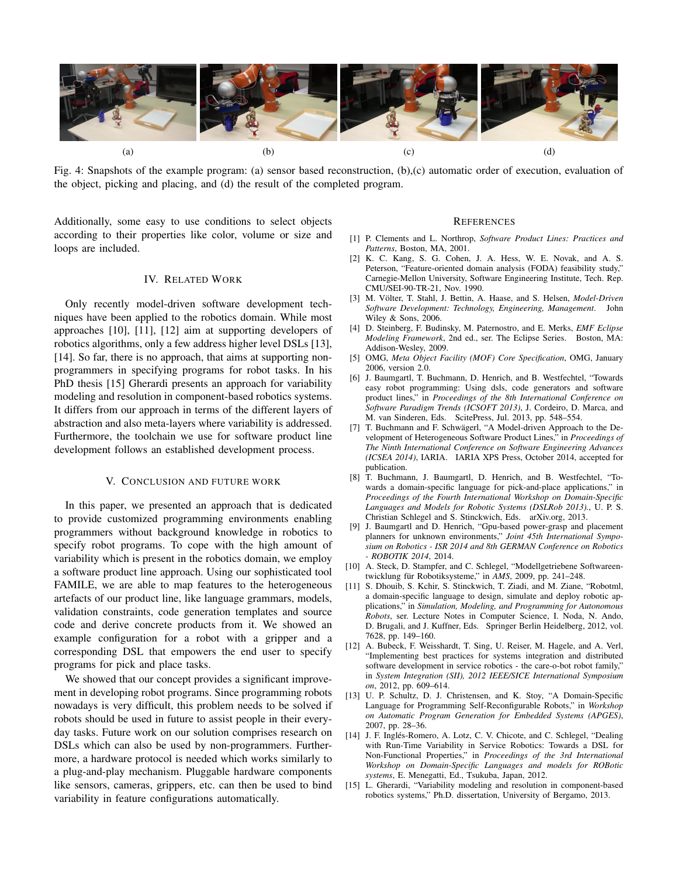(a) (b) (c) (d)

Fig. 4: Snapshots of the example program: (a) sensor based reconstruction, (b),(c) automatic order of execution, evaluation of the object, picking and placing, and (d) the result of the completed program.

Additionally, some easy to use conditions to select objects according to their properties like color, volume or size and loops are included.

## IV. Related Work

Only recently model-driven software development techniques have been applied to the robotics domain. While most approaches [10], [11], [12] aim at supporting developers of robotics algorithms, only a few address higher level DSLs [13], [14]. So far, there is no approach, that aims at supporting non-programmers in specifying programs for robot tasks. In his PhD thesis [15] Gherardi presents an approach for variability modeling and resolution in component-based robotics systems. It differs from our approach in terms of the different layers of abstraction and also meta-layers where variability is addressed. Furthermore, the toolchain we use for software product line development follows an established development process.

## V. Conclusion and Future Work

In this paper, we presented an approach that is dedicated to provide customized programming environments enabling programmers without background knowledge in robotics to specify robot programs. To cope with the high amount of variability which is present in the robotics domain, we employ a software product line approach. Using our sophisticated tool FAMILE, we are able to map features to the heterogeneous artefacts of our product line, like language grammars, models, validation constraints, code generation templates and source code and derive concrete products from it. We showed an example configuration for a robot with a gripper and a corresponding DSL that empowers the end user to specify programs for pick and place tasks.

We showed that our concept provides a significant improvement in developing robot programs. Since programming robots nowadays is very difficult, this problem needs to be solved if robots should be used in future to assist people in their everyday tasks. Future work on our solution comprises research on DSLs which can also be used by non-programmers. Furthermore, a hardware protocol is needed which works similarly to a plug-and-play mechanism. Pluggable hardware components like sensors, cameras, grippers, etc. can then be used to bind variability in feature configurations automatically.

## References

[1] P. Clements and L. Northrop, *Software Product Lines: Practices and Patterns*, Boston, MA, 2001.

[2] K. C. Kang, S. G. Cohen, J. A. Hess, W. E. Novak, and A. S. Peterson, "Feature-oriented domain analysis (FODA) feasibility study," Carnegie-Mellon University, Software Engineering Institute, Tech. Rep. CMU/SEI-90-TR-21, Nov. 1990.

[3] M. Völter, T. Stahl, J. Bettin, A. Haase, and S. Helsen, *Model-Driven Software Development: Technology, Engineering, Management*. John Wiley & Sons, 2006.

[4] D. Steinberg, F. Budinsky, M. Paternostro, and E. Merks, *EMF Eclipse Modeling Framework*, 2nd ed., ser. The Eclipse Series. Boston, MA: Addison-Wesley, 2009.

[5] OMG, *Meta Object Facility (MOF) Core Specification*, OMG, January 2006, version 2.0.

[6] J. Baumgartl, T. Buchmann, D. Henrich, and B. Westfechtel, "Towards easy robot programming: Using dsls, code generators and software product lines," in *Proceedings of the 8th International Conference on Software Paradigm Trends (ICSOFT 2013)*, J. Cordeiro, D. Marca, and M. van Sinderen, Eds. ScitePress, Jul. 2013, pp. 548–554.

[7] T. Buchmann and F. Schwägerl, "A Model-driven Approach to the Development of Heterogeneous Software Product Lines," in *Proceedings of The Ninth International Conference on Software Engineering Advances (ICSEA 2014)*, IARIA. IARIA XPS Press, October 2014, accepted for publication.

[8] T. Buchmann, J. Baumgartl, D. Henrich, and B. Westfechtel, "Towards a domain-specific language for pick-and-place applications," in *Proceedings of the Fourth International Workshop on Domain-Specific Languages and Models for Robotic Systems (DSLRob 2013).*, U. P. S. Christian Schlegel and S. Stinckwich, Eds. arXiv.org, 2013.

[9] J. Baumgartl and D. Henrich, "Gpu-based power-grasp and placement planners for unknown environments," *Joint 45th International Symposium on Robotics - ISR 2014 and 8th GERMAN Conference on Robotics - ROBOTIK 2014*, 2014.

[10] A. Steck, D. Stampfer, and C. Schlegel, "Modellgetriebene Softwareentwicklung für Robotiksysteme," in *AMS*, 2009, pp. 241–248.

[11] S. Dhouib, S. Kchir, S. Stinckwich, T. Ziadi, and M. Ziane, "Robotml, a domain-specific language to design, simulate and deploy robotic applications," in *Simulation, Modeling, and Programming for Autonomous Robots*, ser. Lecture Notes in Computer Science, I. Noda, N. Ando, D. Brugali, and J. Kuffner, Eds. Springer Berlin Heidelberg, 2012, vol. 7628, pp. 149–160.

[12] A. Bubeck, F. Weisshardt, T. Sing, U. Reiser, M. Hagele, and A. Verl, "Implementing best practices for systems integration and distributed software development in service robotics - the care-o-bot robot family," in *System Integration (SII), 2012 IEEE/SICE International Symposium on*, 2012, pp. 609–614.

[13] U. P. Schultz, D. J. Christensen, and K. Stoy, "A Domain-Specific Language for Programming Self-Reconfigurable Robots," in *Workshop on Automatic Program Generation for Embedded Systems (APGES)*, 2007, pp. 28–36.

[14] J. F. Inglés-Romero, A. Lotz, C. V. Chicote, and C. Schlegel, "Dealing with Run-Time Variability in Service Robotics: Towards a DSL for Non-Functional Properties," in *Proceedings of the 3rd International Workshop on Domain-Specific Languages and models for ROBotic systems*, E. Menegatti, Ed., Tsukuba, Japan, 2012.

[15] L. Gherardi, "Variability modeling and resolution in component-based robotics systems," Ph.D. dissertation, University of Bergamo, 2013.